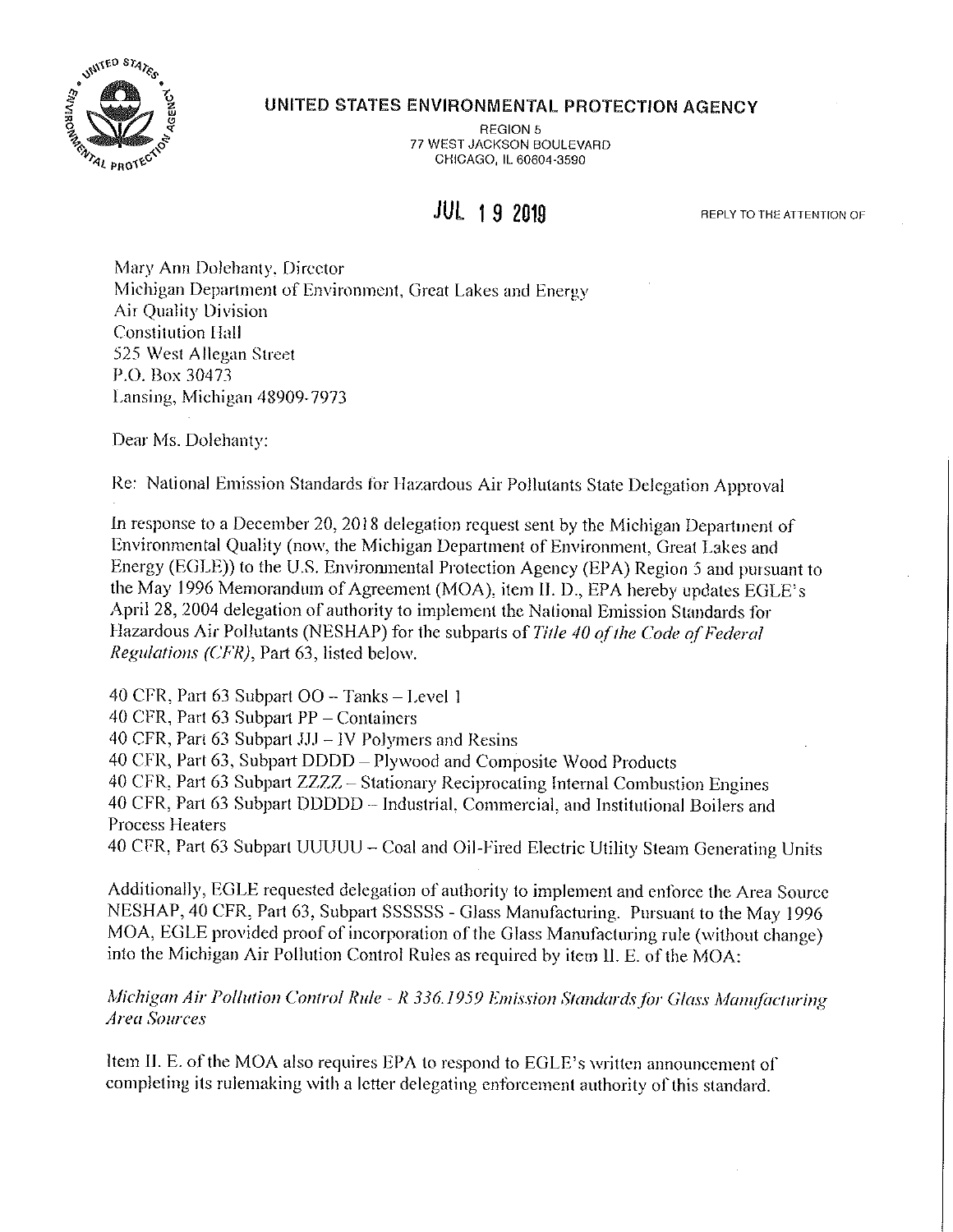**UNITED STATES ENVIRONMENTAL PROTECTION AGENCY**

REGION 5
77 WEST JACKSON BOULEVARD
CHICAGO, IL 60604-3590

**JUL 19 2019**

REPLY TO THE ATTENTION OF

Mary Ann Dolehanty, Director
Michigan Department of Environment, Great Lakes and Energy
Air Quality Division
Constitution Hall
525 West Allegan Street
P.O. Box 30473
Lansing, Michigan 48909-7973

Dear Ms. Dolehanty:

Re: National Emission Standards for Hazardous Air Pollutants State Delegation Approval

In response to a December 20, 2018 delegation request sent by the Michigan Department of Environmental Quality (now, the Michigan Department of Environment, Great Lakes and Energy (EGLE)) to the U.S. Environmental Protection Agency (EPA) Region 5 and pursuant to the May 1996 Memorandum of Agreement (MOA), item II. D., EPA hereby updates EGLE's April 28, 2004 delegation of authority to implement the National Emission Standards for Hazardous Air Pollutants (NESHAP) for the subparts of *Title 40 of the Code of Federal Regulations (CFR)*, Part 63, listed below.

40 CFR, Part 63 Subpart OO – Tanks – Level 1
40 CFR, Part 63 Subpart PP – Containers
40 CFR, Part 63 Subpart JJJ – IV Polymers and Resins
40 CFR, Part 63, Subpart DDDD – Plywood and Composite Wood Products
40 CFR, Part 63 Subpart ZZZZ – Stationary Reciprocating Internal Combustion Engines
40 CFR, Part 63 Subpart DDDDD – Industrial, Commercial, and Institutional Boilers and Process Heaters
40 CFR, Part 63 Subpart UUUUU – Coal and Oil-Fired Electric Utility Steam Generating Units

Additionally, EGLE requested delegation of authority to implement and enforce the Area Source NESHAP, 40 CFR, Part 63, Subpart SSSSSS - Glass Manufacturing. Pursuant to the May 1996 MOA, EGLE provided proof of incorporation of the Glass Manufacturing rule (without change) into the Michigan Air Pollution Control Rules as required by item II. E. of the MOA:

*Michigan Air Pollution Control Rule - R 336.1959 Emission Standards for Glass Manufacturing Area Sources*

Item II. E. of the MOA also requires EPA to respond to EGLE's written announcement of completing its rulemaking with a letter delegating enforcement authority of this standard.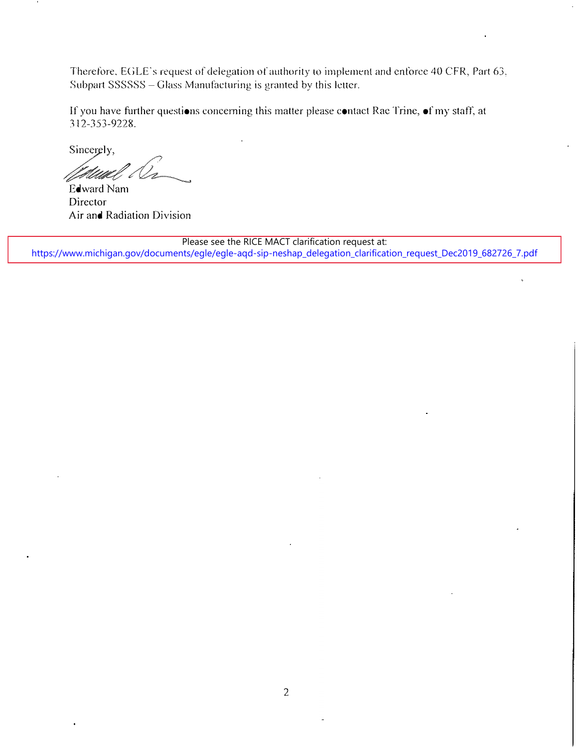Therefore, EGLE's request of delegation of authority to implement and enforce 40 CFR, Part 63, Subpart SSSSSS – Glass Manufacturing is granted by this letter.

If you have further questions concerning this matter please contact Rae Trine, of my staff, at 312-353-9228.

Sincerely,

Edward Nam
Director
Air and Radiation Division

Please see the RICE MACT clarification request at:
https://www.michigan.gov/documents/egle/egle-aqd-sip-neshap_delegation_clarification_request_Dec2019_682726_7.pdf